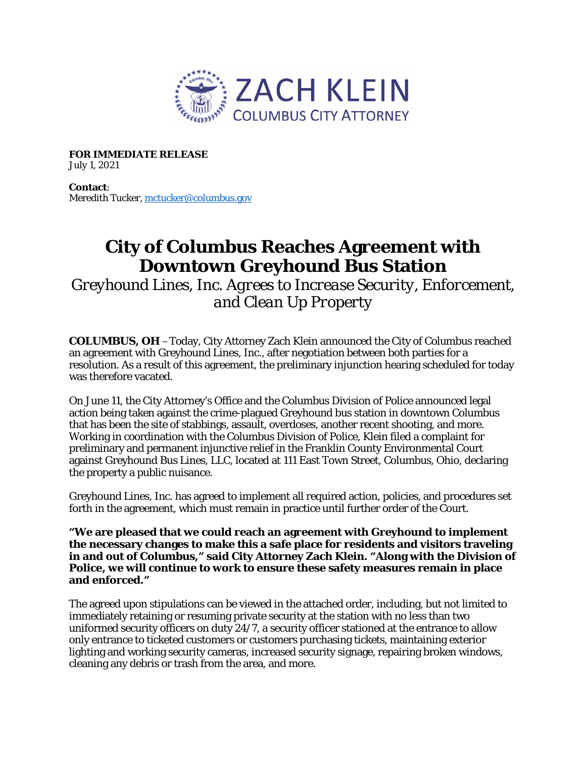ZACH KLEIN
COLUMBUS CITY ATTORNEY

**FOR IMMEDIATE RELEASE**
July 1, 2021

**Contact**:
Meredith Tucker, mctucker@columbus.gov

# City of Columbus Reaches Agreement with Downtown Greyhound Bus Station

## *Greyhound Lines, Inc. Agrees to Increase Security, Enforcement, and Clean Up Property*

**COLUMBUS, OH** – Today, City Attorney Zach Klein announced the City of Columbus reached an agreement with Greyhound Lines, Inc., after negotiation between both parties for a resolution. As a result of this agreement, the preliminary injunction hearing scheduled for today was therefore vacated.

On June 11, the City Attorney's Office and the Columbus Division of Police announced legal action being taken against the crime-plagued Greyhound bus station in downtown Columbus that has been the site of stabbings, assault, overdoses, another recent shooting, and more. Working in coordination with the Columbus Division of Police, Klein filed a complaint for preliminary and permanent injunctive relief in the Franklin County Environmental Court against Greyhound Bus Lines, LLC, located at 111 East Town Street, Columbus, Ohio, declaring the property a public nuisance.

Greyhound Lines, Inc. has agreed to implement all required action, policies, and procedures set forth in the agreement, which must remain in practice until further order of the Court.

**"We are pleased that we could reach an agreement with Greyhound to implement the necessary changes to make this a safe place for residents and visitors traveling in and out of Columbus," said City Attorney Zach Klein. "Along with the Division of Police, we will continue to work to ensure these safety measures remain in place and enforced."**

The agreed upon stipulations can be viewed in the attached order, including, but not limited to immediately retaining or resuming private security at the station with no less than two uniformed security officers on duty 24/7, a security officer stationed at the entrance to allow only entrance to ticketed customers or customers purchasing tickets, maintaining exterior lighting and working security cameras, increased security signage, repairing broken windows, cleaning any debris or trash from the area, and more.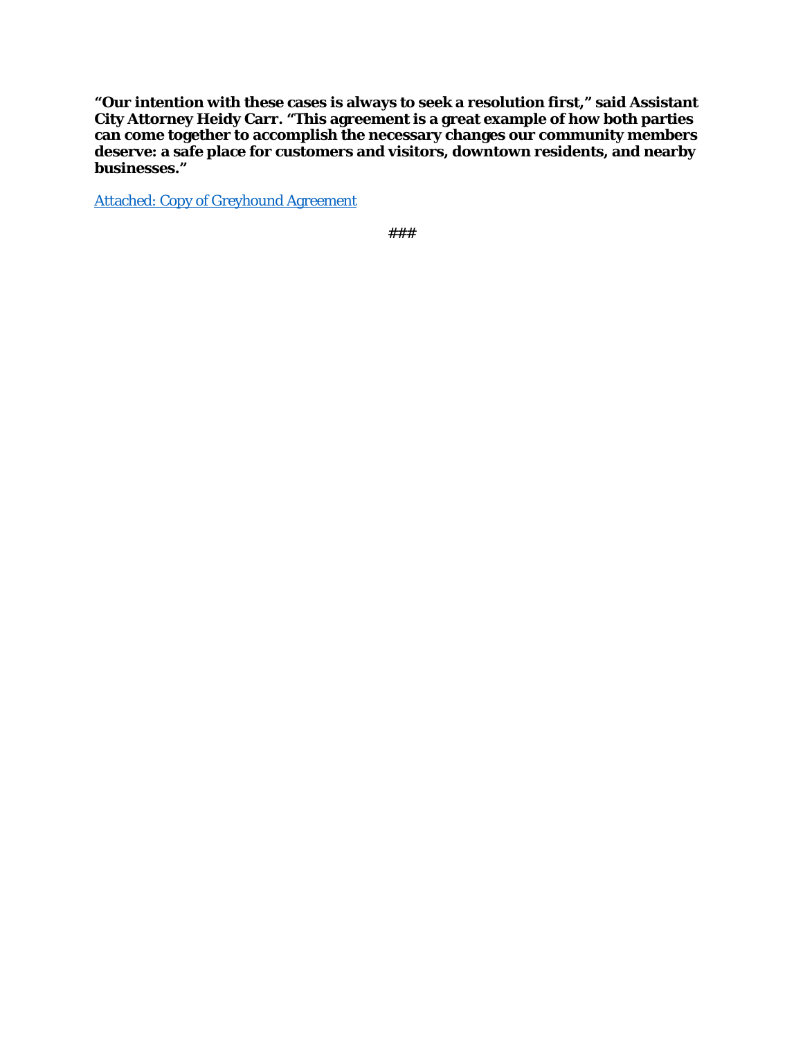**"Our intention with these cases is always to seek a resolution first," said Assistant City Attorney Heidy Carr. "This agreement is a great example of how both parties can come together to accomplish the necessary changes our community members deserve: a safe place for customers and visitors, downtown residents, and nearby businesses."**

Attached: Copy of Greyhound Agreement

###